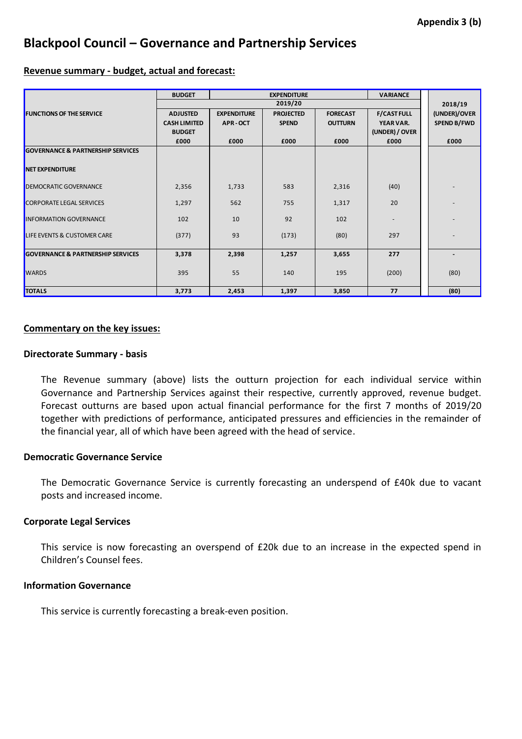**Appendix 3 (b)**

# Blackpool Council – Governance and Partnership Services

## Revenue summary - budget, actual and forecast:

| FUNCTIONS OF THE SERVICE | BUDGET | EXPENDITURE | | | VARIANCE | 2018/19 |
|---|---|---|---|---|---|---|
| | | 2019/20 | | | | |
| | ADJUSTED CASH LIMITED BUDGET | EXPENDITURE APR - OCT | PROJECTED SPEND | FORECAST OUTTURN | F/CAST FULL YEAR VAR. (UNDER) / OVER | (UNDER)/OVER SPEND B/FWD |
| | £000 | £000 | £000 | £000 | £000 | £000 |
| **GOVERNANCE & PARTNERSHIP SERVICES** | | | | | | |
| **NET EXPENDITURE** | | | | | | |
| DEMOCRATIC GOVERNANCE | 2,356 | 1,733 | 583 | 2,316 | (40) | - |
| CORPORATE LEGAL SERVICES | 1,297 | 562 | 755 | 1,317 | 20 | - |
| INFORMATION GOVERNANCE | 102 | 10 | 92 | 102 | - | - |
| LIFE EVENTS & CUSTOMER CARE | (377) | 93 | (173) | (80) | 297 | - |
| **GOVERNANCE & PARTNERSHIP SERVICES** | **3,378** | **2,398** | **1,257** | **3,655** | **277** | **-** |
| WARDS | 395 | 55 | 140 | 195 | (200) | (80) |
| **TOTALS** | **3,773** | **2,453** | **1,397** | **3,850** | **77** | **(80)** |

## Commentary on the key issues:

### Directorate Summary - basis

The Revenue summary (above) lists the outturn projection for each individual service within Governance and Partnership Services against their respective, currently approved, revenue budget. Forecast outturns are based upon actual financial performance for the first 7 months of 2019/20 together with predictions of performance, anticipated pressures and efficiencies in the remainder of the financial year, all of which have been agreed with the head of service.

### Democratic Governance Service

The Democratic Governance Service is currently forecasting an underspend of £40k due to vacant posts and increased income.

### Corporate Legal Services

This service is now forecasting an overspend of £20k due to an increase in the expected spend in Children's Counsel fees.

### Information Governance

This service is currently forecasting a break-even position.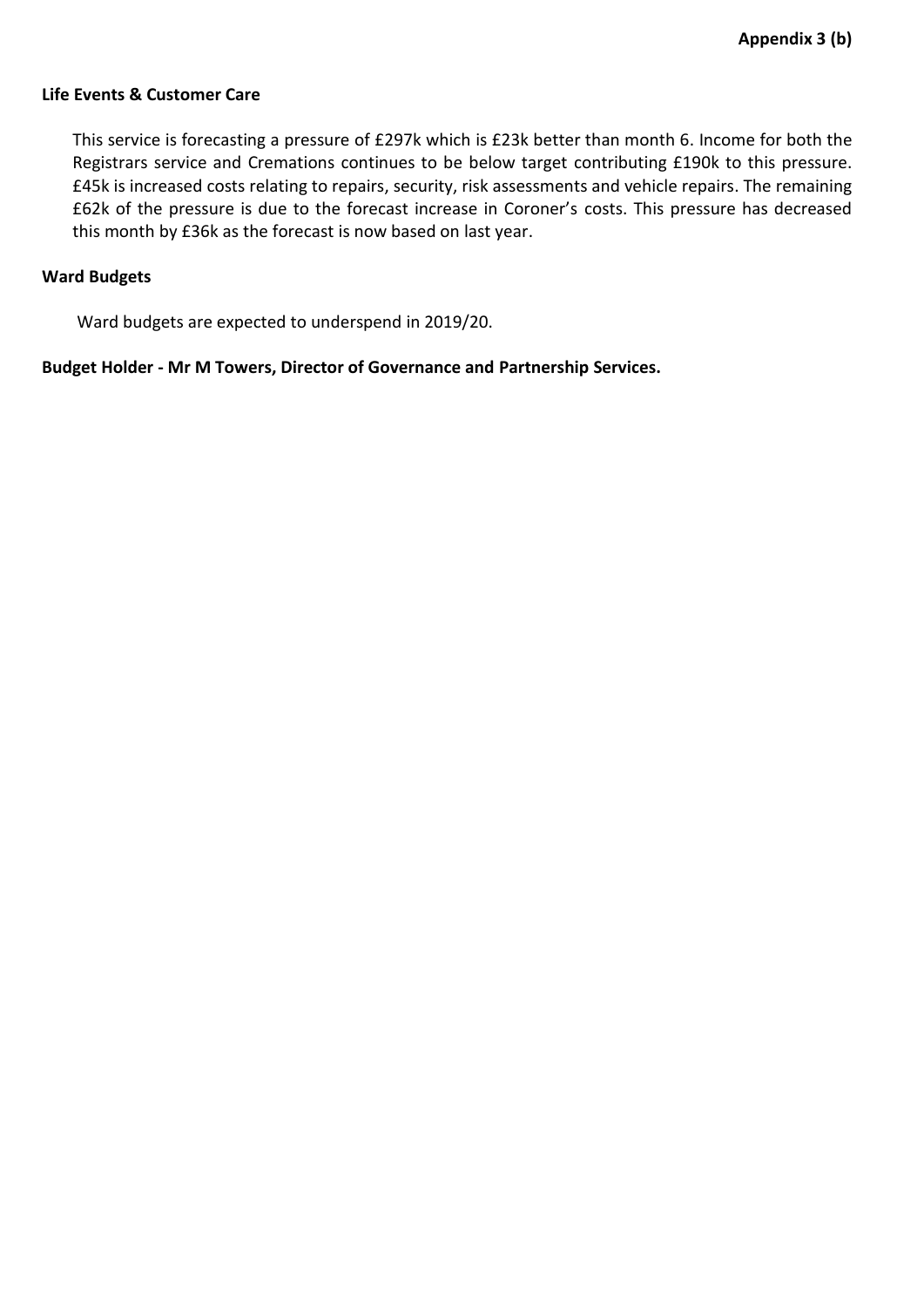**Appendix 3 (b)**

**Life Events & Customer Care**

This service is forecasting a pressure of £297k which is £23k better than month 6. Income for both the Registrars service and Cremations continues to be below target contributing £190k to this pressure. £45k is increased costs relating to repairs, security, risk assessments and vehicle repairs. The remaining £62k of the pressure is due to the forecast increase in Coroner's costs. This pressure has decreased this month by £36k as the forecast is now based on last year.

**Ward Budgets**

Ward budgets are expected to underspend in 2019/20.

**Budget Holder - Mr M Towers, Director of Governance and Partnership Services.**